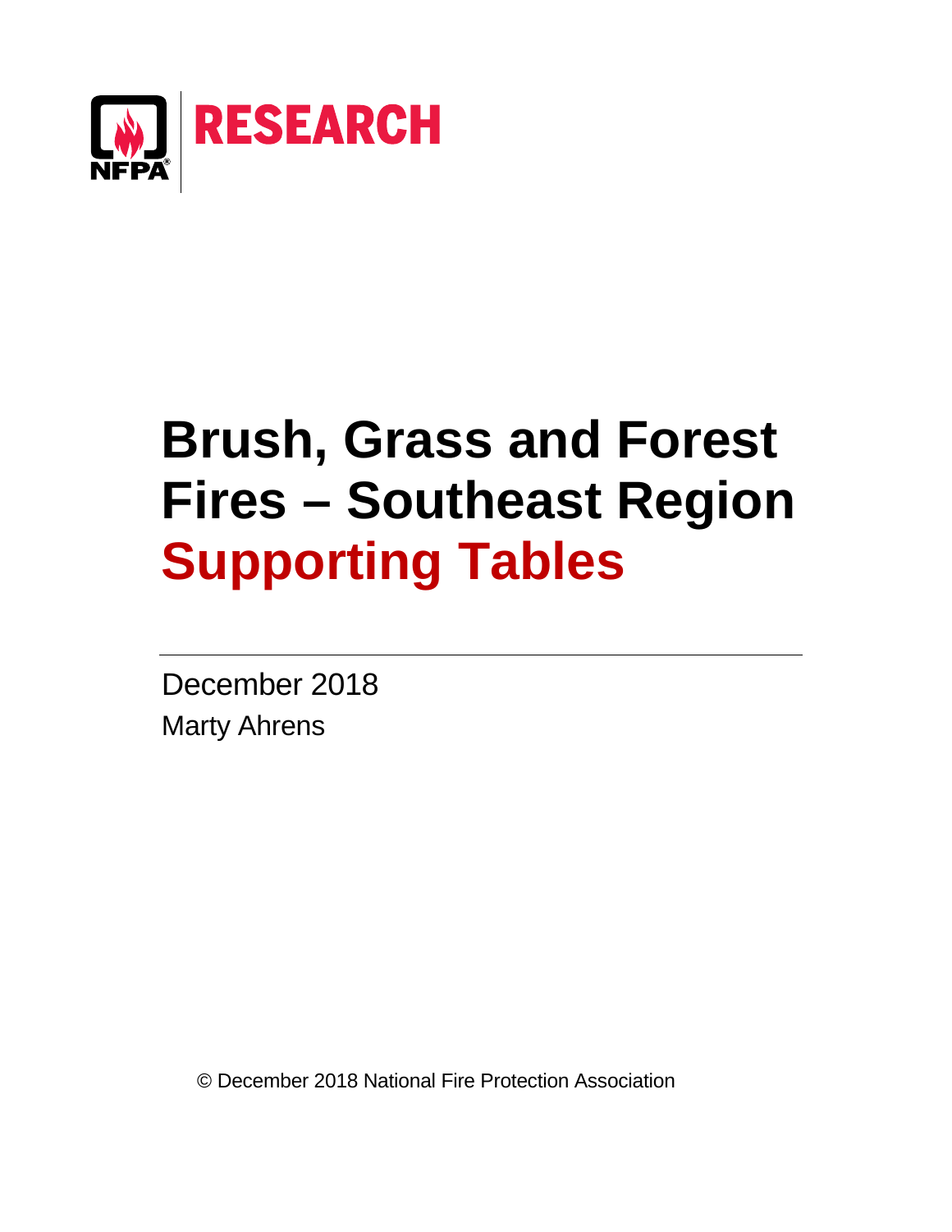NFPA RESEARCH

# Brush, Grass and Forest Fires – Southeast Region Supporting Tables

December 2018
Marty Ahrens

© December 2018 National Fire Protection Association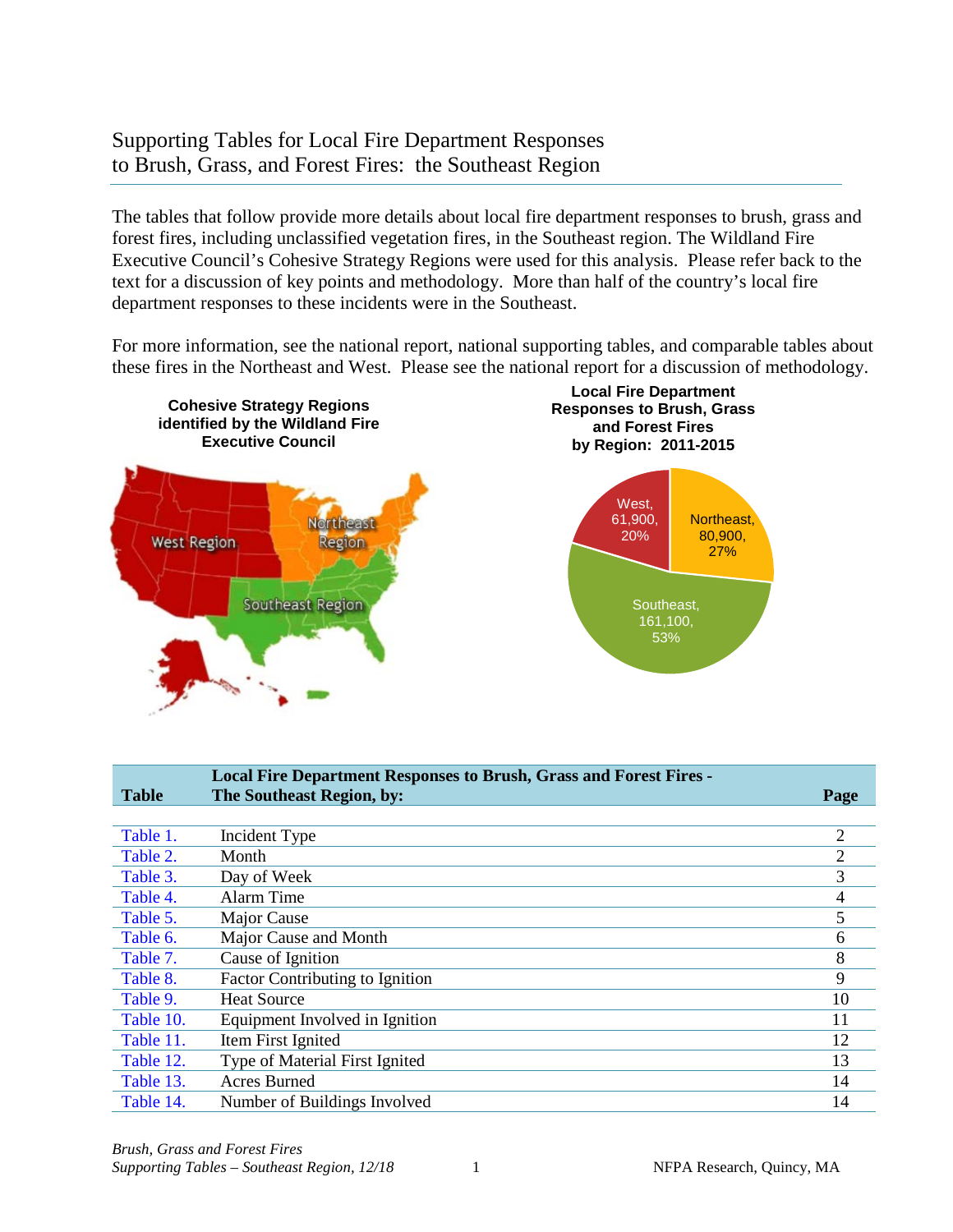# Supporting Tables for Local Fire Department Responses to Brush, Grass, and Forest Fires: the Southeast Region

The tables that follow provide more details about local fire department responses to brush, grass and forest fires, including unclassified vegetation fires, in the Southeast region. The Wildland Fire Executive Council's Cohesive Strategy Regions were used for this analysis. Please refer back to the text for a discussion of key points and methodology. More than half of the country's local fire department responses to these incidents were in the Southeast.

For more information, see the national report, national supporting tables, and comparable tables about these fires in the Northeast and West. Please see the national report for a discussion of methodology.

**Cohesive Strategy Regions identified by the Wildland Fire Executive Council**

West Region, Northeast Region, Southeast Region

**Local Fire Department Responses to Brush, Grass and Forest Fires by Region: 2011-2015**

West, 61,900, 20%
Northeast, 80,900, 27%
Southeast, 161,100, 53%

| Table | Local Fire Department Responses to Brush, Grass and Forest Fires - The Southeast Region, by: | Page |
|---|---|---|
| Table 1. | Incident Type | 2 |
| Table 2. | Month | 2 |
| Table 3. | Day of Week | 3 |
| Table 4. | Alarm Time | 4 |
| Table 5. | Major Cause | 5 |
| Table 6. | Major Cause and Month | 6 |
| Table 7. | Cause of Ignition | 8 |
| Table 8. | Factor Contributing to Ignition | 9 |
| Table 9. | Heat Source | 10 |
| Table 10. | Equipment Involved in Ignition | 11 |
| Table 11. | Item First Ignited | 12 |
| Table 12. | Type of Material First Ignited | 13 |
| Table 13. | Acres Burned | 14 |
| Table 14. | Number of Buildings Involved | 14 |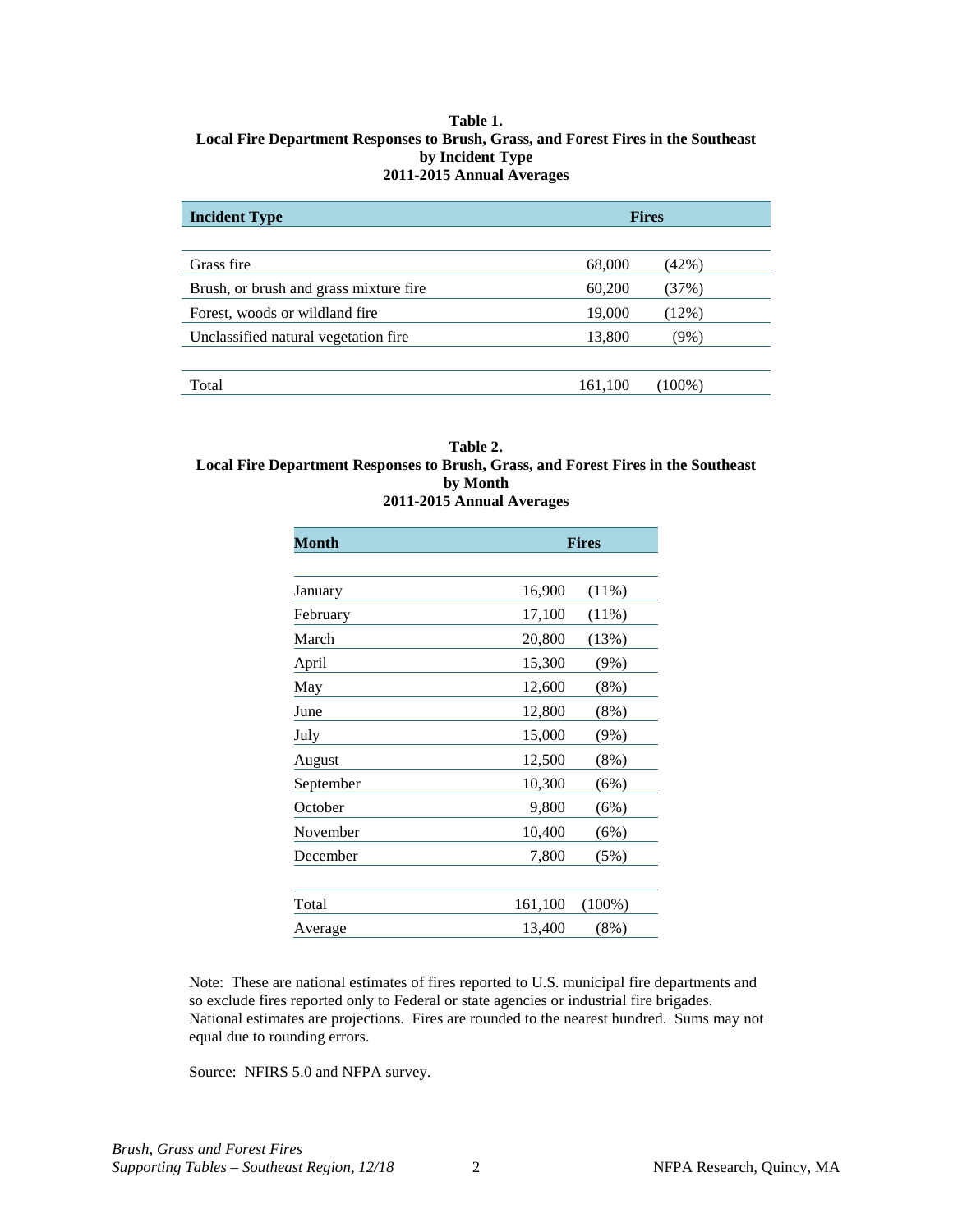**Table 1.**
**Local Fire Department Responses to Brush, Grass, and Forest Fires in the Southeast**
**by Incident Type**
**2011-2015 Annual Averages**

| Incident Type | Fires | |
|---|---|---|
| Grass fire | 68,000 | (42%) |
| Brush, or brush and grass mixture fire | 60,200 | (37%) |
| Forest, woods or wildland fire | 19,000 | (12%) |
| Unclassified natural vegetation fire | 13,800 | (9%) |
| Total | 161,100 | (100%) |

**Table 2.**
**Local Fire Department Responses to Brush, Grass, and Forest Fires in the Southeast**
**by Month**
**2011-2015 Annual Averages**

| Month | Fires | |
|---|---|---|
| January | 16,900 | (11%) |
| February | 17,100 | (11%) |
| March | 20,800 | (13%) |
| April | 15,300 | (9%) |
| May | 12,600 | (8%) |
| June | 12,800 | (8%) |
| July | 15,000 | (9%) |
| August | 12,500 | (8%) |
| September | 10,300 | (6%) |
| October | 9,800 | (6%) |
| November | 10,400 | (6%) |
| December | 7,800 | (5%) |
| Total | 161,100 | (100%) |
| Average | 13,400 | (8%) |

Note: These are national estimates of fires reported to U.S. municipal fire departments and so exclude fires reported only to Federal or state agencies or industrial fire brigades. National estimates are projections. Fires are rounded to the nearest hundred. Sums may not equal due to rounding errors.

Source: NFIRS 5.0 and NFPA survey.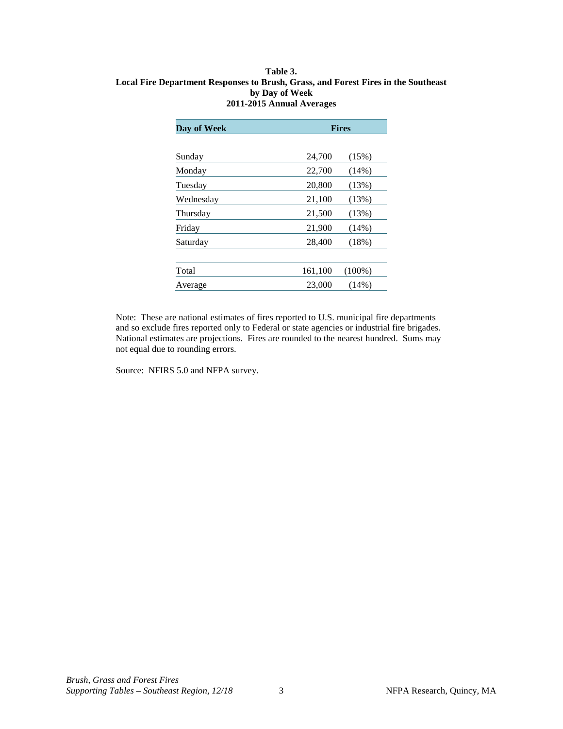**Table 3.**
**Local Fire Department Responses to Brush, Grass, and Forest Fires in the Southeast**
**by Day of Week**
**2011-2015 Annual Averages**

| Day of Week | Fires | |
|---|---|---|
| Sunday | 24,700 | (15%) |
| Monday | 22,700 | (14%) |
| Tuesday | 20,800 | (13%) |
| Wednesday | 21,100 | (13%) |
| Thursday | 21,500 | (13%) |
| Friday | 21,900 | (14%) |
| Saturday | 28,400 | (18%) |
| Total | 161,100 | (100%) |
| Average | 23,000 | (14%) |

Note: These are national estimates of fires reported to U.S. municipal fire departments and so exclude fires reported only to Federal or state agencies or industrial fire brigades. National estimates are projections. Fires are rounded to the nearest hundred. Sums may not equal due to rounding errors.

Source: NFIRS 5.0 and NFPA survey.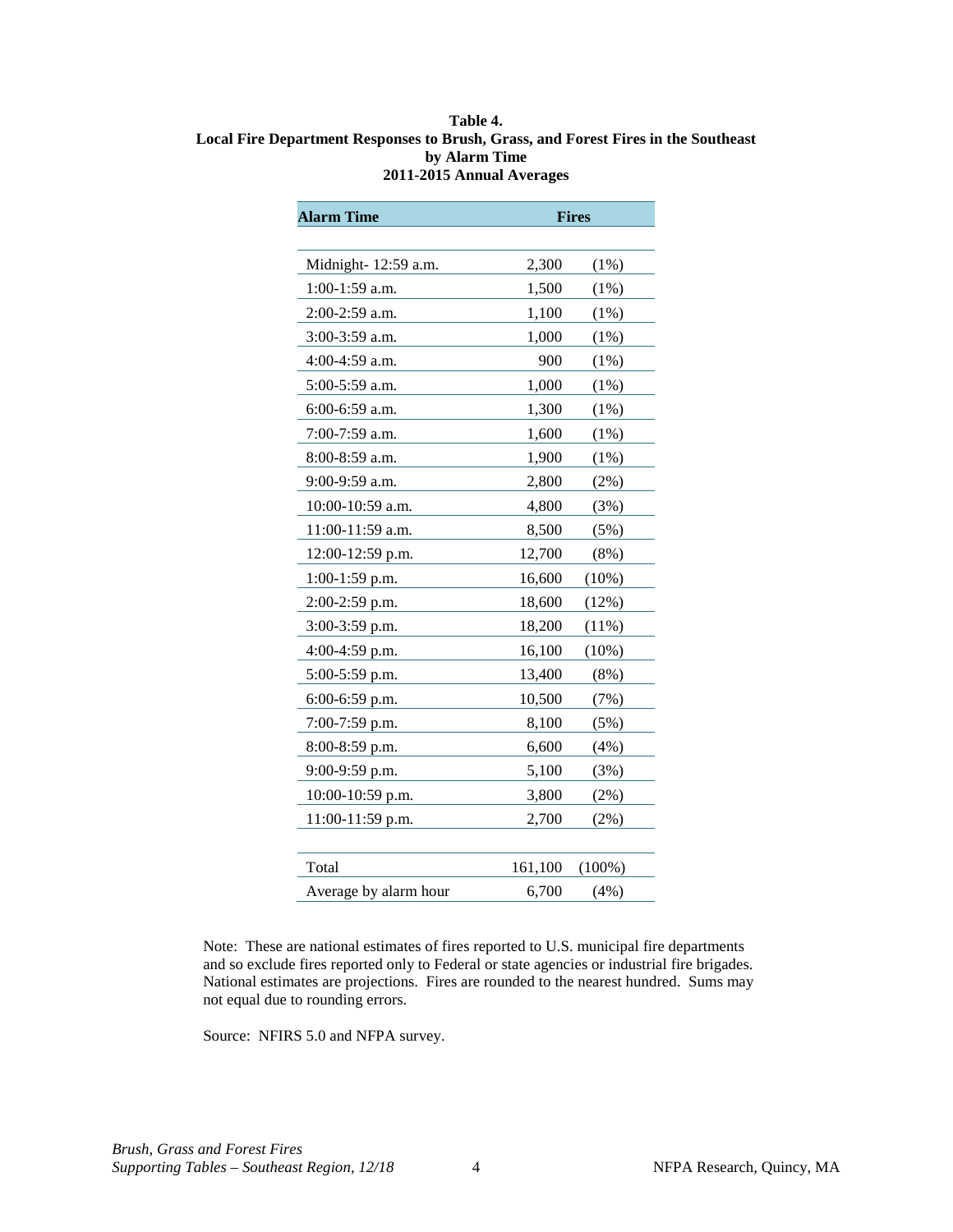**Table 4.**
**Local Fire Department Responses to Brush, Grass, and Forest Fires in the Southeast**
**by Alarm Time**
**2011-2015 Annual Averages**

| Alarm Time | Fires | |
|---|---|---|
| Midnight- 12:59 a.m. | 2,300 | (1%) |
| 1:00-1:59 a.m. | 1,500 | (1%) |
| 2:00-2:59 a.m. | 1,100 | (1%) |
| 3:00-3:59 a.m. | 1,000 | (1%) |
| 4:00-4:59 a.m. | 900 | (1%) |
| 5:00-5:59 a.m. | 1,000 | (1%) |
| 6:00-6:59 a.m. | 1,300 | (1%) |
| 7:00-7:59 a.m. | 1,600 | (1%) |
| 8:00-8:59 a.m. | 1,900 | (1%) |
| 9:00-9:59 a.m. | 2,800 | (2%) |
| 10:00-10:59 a.m. | 4,800 | (3%) |
| 11:00-11:59 a.m. | 8,500 | (5%) |
| 12:00-12:59 p.m. | 12,700 | (8%) |
| 1:00-1:59 p.m. | 16,600 | (10%) |
| 2:00-2:59 p.m. | 18,600 | (12%) |
| 3:00-3:59 p.m. | 18,200 | (11%) |
| 4:00-4:59 p.m. | 16,100 | (10%) |
| 5:00-5:59 p.m. | 13,400 | (8%) |
| 6:00-6:59 p.m. | 10,500 | (7%) |
| 7:00-7:59 p.m. | 8,100 | (5%) |
| 8:00-8:59 p.m. | 6,600 | (4%) |
| 9:00-9:59 p.m. | 5,100 | (3%) |
| 10:00-10:59 p.m. | 3,800 | (2%) |
| 11:00-11:59 p.m. | 2,700 | (2%) |
| Total | 161,100 | (100%) |
| Average by alarm hour | 6,700 | (4%) |

Note: These are national estimates of fires reported to U.S. municipal fire departments and so exclude fires reported only to Federal or state agencies or industrial fire brigades. National estimates are projections. Fires are rounded to the nearest hundred. Sums may not equal due to rounding errors.

Source: NFIRS 5.0 and NFPA survey.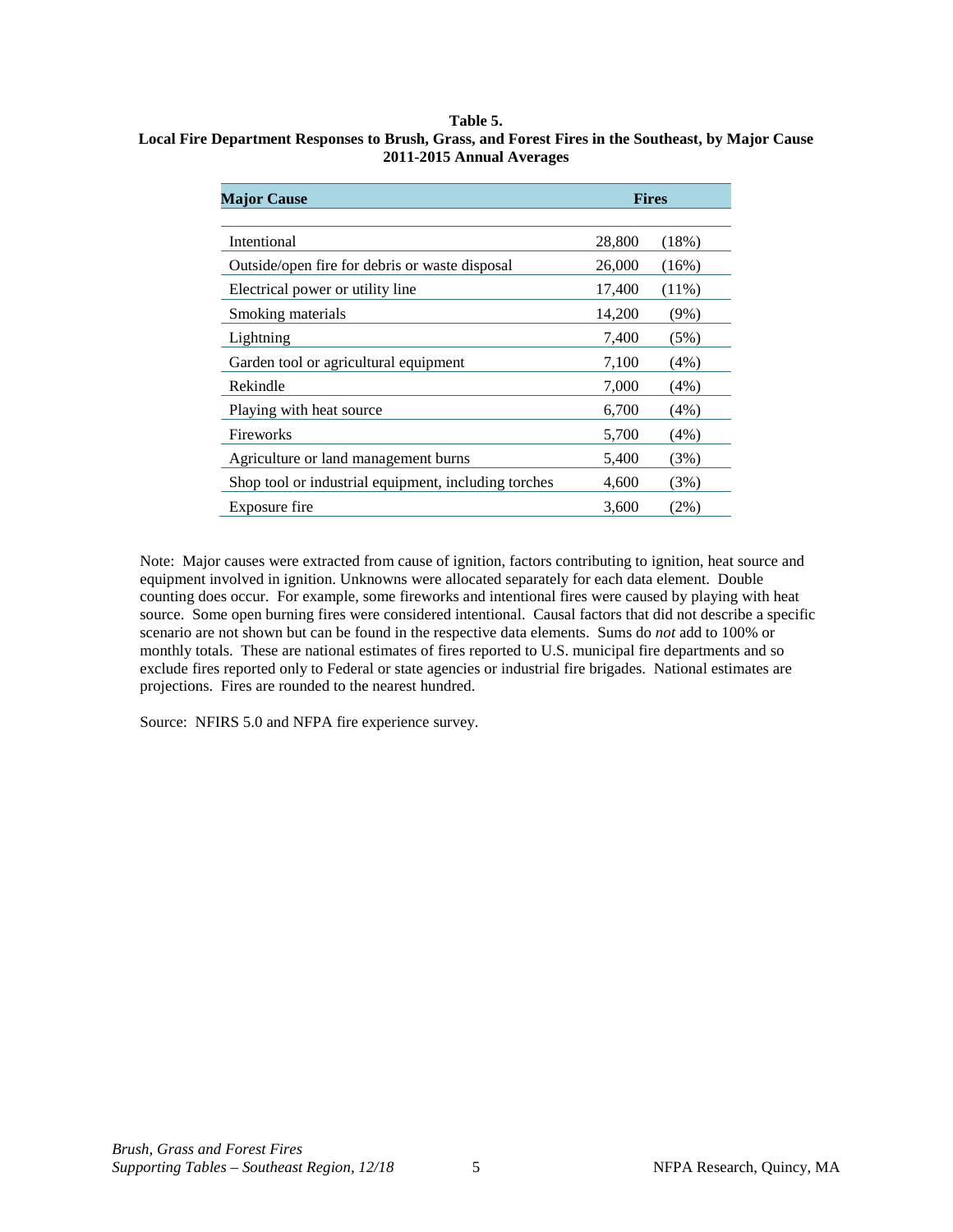**Table 5.**
**Local Fire Department Responses to Brush, Grass, and Forest Fires in the Southeast, by Major Cause**
**2011-2015 Annual Averages**

| Major Cause | Fires | |
|---|---|---|
| Intentional | 28,800 | (18%) |
| Outside/open fire for debris or waste disposal | 26,000 | (16%) |
| Electrical power or utility line | 17,400 | (11%) |
| Smoking materials | 14,200 | (9%) |
| Lightning | 7,400 | (5%) |
| Garden tool or agricultural equipment | 7,100 | (4%) |
| Rekindle | 7,000 | (4%) |
| Playing with heat source | 6,700 | (4%) |
| Fireworks | 5,700 | (4%) |
| Agriculture or land management burns | 5,400 | (3%) |
| Shop tool or industrial equipment, including torches | 4,600 | (3%) |
| Exposure fire | 3,600 | (2%) |

Note: Major causes were extracted from cause of ignition, factors contributing to ignition, heat source and equipment involved in ignition. Unknowns were allocated separately for each data element. Double counting does occur. For example, some fireworks and intentional fires were caused by playing with heat source. Some open burning fires were considered intentional. Causal factors that did not describe a specific scenario are not shown but can be found in the respective data elements. Sums do *not* add to 100% or monthly totals. These are national estimates of fires reported to U.S. municipal fire departments and so exclude fires reported only to Federal or state agencies or industrial fire brigades. National estimates are projections. Fires are rounded to the nearest hundred.

Source: NFIRS 5.0 and NFPA fire experience survey.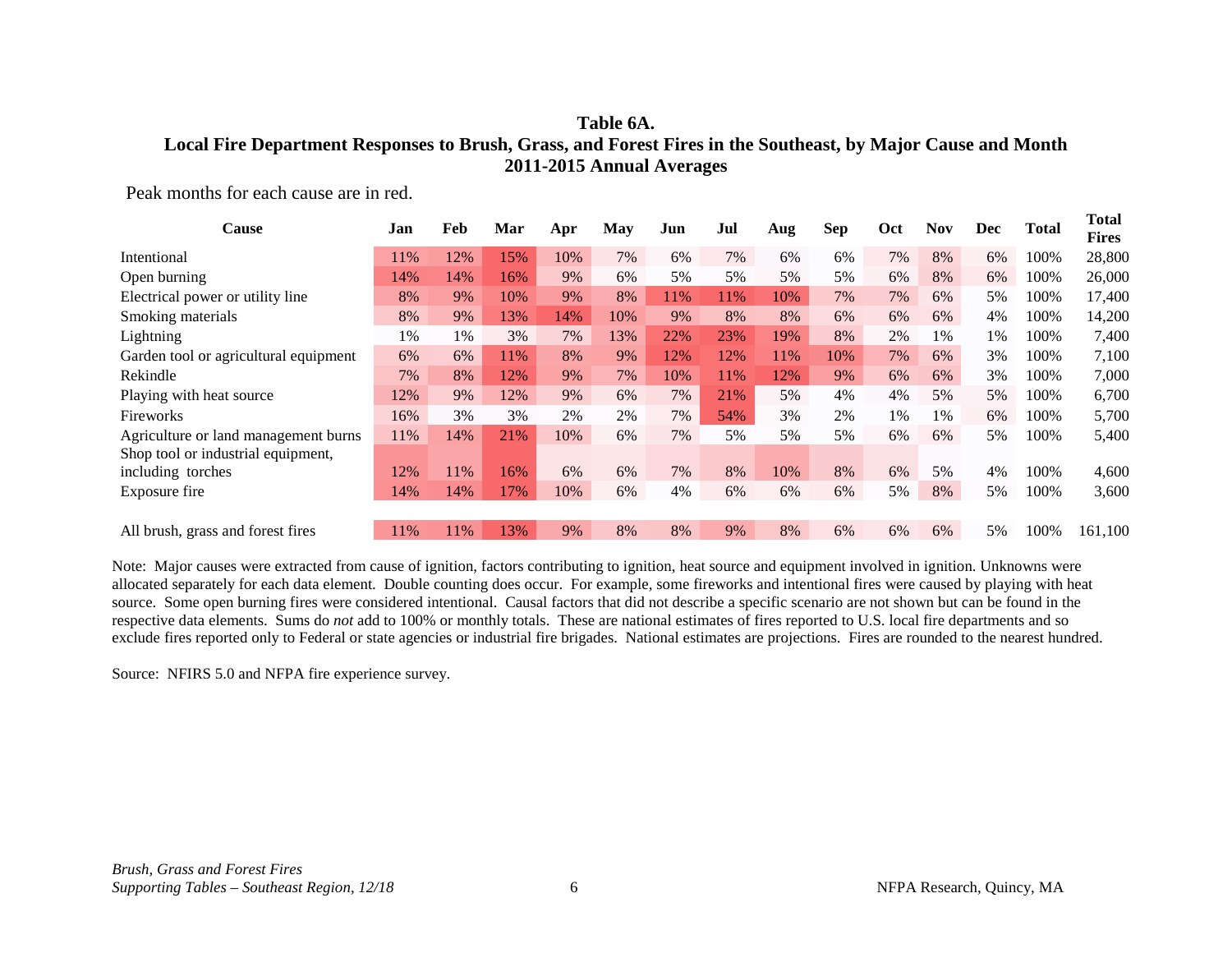**Table 6A.**
**Local Fire Department Responses to Brush, Grass, and Forest Fires in the Southeast, by Major Cause and Month**
**2011-2015 Annual Averages**

Peak months for each cause are in red.

| Cause | Jan | Feb | Mar | Apr | May | Jun | Jul | Aug | Sep | Oct | Nov | Dec | Total | Total Fires |
|---|---|---|---|---|---|---|---|---|---|---|---|---|---|---|
| Intentional | 11% | 12% | 15% | 10% | 7% | 6% | 7% | 6% | 6% | 7% | 8% | 6% | 100% | 28,800 |
| Open burning | 14% | 14% | 16% | 9% | 6% | 5% | 5% | 5% | 5% | 6% | 8% | 6% | 100% | 26,000 |
| Electrical power or utility line | 8% | 9% | 10% | 9% | 8% | 11% | 11% | 10% | 7% | 7% | 6% | 5% | 100% | 17,400 |
| Smoking materials | 8% | 9% | 13% | 14% | 10% | 9% | 8% | 8% | 6% | 6% | 6% | 4% | 100% | 14,200 |
| Lightning | 1% | 1% | 3% | 7% | 13% | 22% | 23% | 19% | 8% | 2% | 1% | 1% | 100% | 7,400 |
| Garden tool or agricultural equipment | 6% | 6% | 11% | 8% | 9% | 12% | 12% | 11% | 10% | 7% | 6% | 3% | 100% | 7,100 |
| Rekindle | 7% | 8% | 12% | 9% | 7% | 10% | 11% | 12% | 9% | 6% | 6% | 3% | 100% | 7,000 |
| Playing with heat source | 12% | 9% | 12% | 9% | 6% | 7% | 21% | 5% | 4% | 4% | 5% | 5% | 100% | 6,700 |
| Fireworks | 16% | 3% | 3% | 2% | 2% | 7% | 54% | 3% | 2% | 1% | 1% | 6% | 100% | 5,700 |
| Agriculture or land management burns | 11% | 14% | 21% | 10% | 6% | 7% | 5% | 5% | 5% | 6% | 6% | 5% | 100% | 5,400 |
| Shop tool or industrial equipment, including torches | 12% | 11% | 16% | 6% | 6% | 7% | 8% | 10% | 8% | 6% | 5% | 4% | 100% | 4,600 |
| Exposure fire | 14% | 14% | 17% | 10% | 6% | 4% | 6% | 6% | 6% | 5% | 8% | 5% | 100% | 3,600 |
| All brush, grass and forest fires | 11% | 11% | 13% | 9% | 8% | 8% | 9% | 8% | 6% | 6% | 6% | 5% | 100% | 161,100 |

Note: Major causes were extracted from cause of ignition, factors contributing to ignition, heat source and equipment involved in ignition. Unknowns were allocated separately for each data element. Double counting does occur. For example, some fireworks and intentional fires were caused by playing with heat source. Some open burning fires were considered intentional. Causal factors that did not describe a specific scenario are not shown but can be found in the respective data elements. Sums do *not* add to 100% or monthly totals. These are national estimates of fires reported to U.S. local fire departments and so exclude fires reported only to Federal or state agencies or industrial fire brigades. National estimates are projections. Fires are rounded to the nearest hundred.

Source: NFIRS 5.0 and NFPA fire experience survey.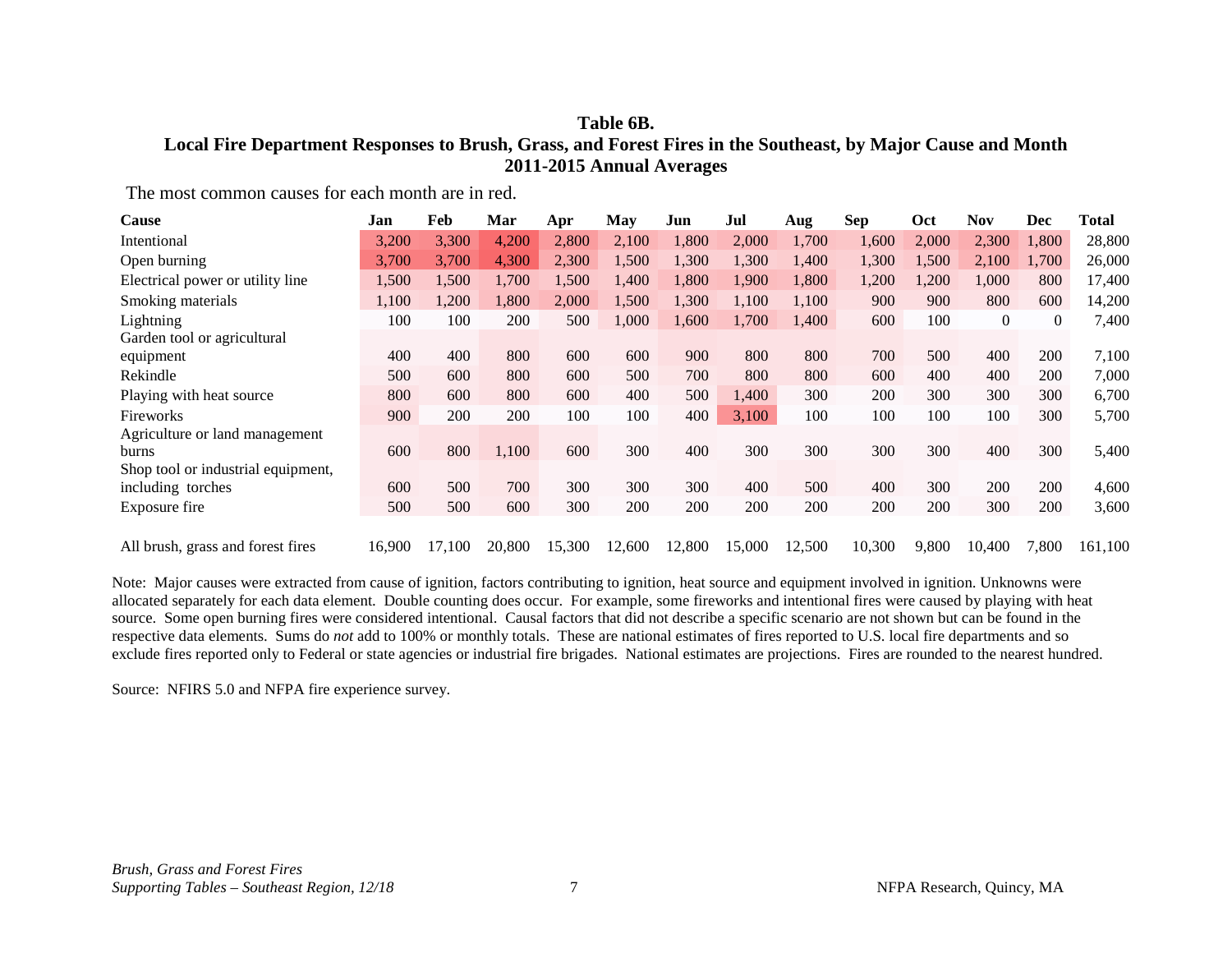# Table 6B.
## Local Fire Department Responses to Brush, Grass, and Forest Fires in the Southeast, by Major Cause and Month
## 2011-2015 Annual Averages

The most common causes for each month are in red.

| Cause | Jan | Feb | Mar | Apr | May | Jun | Jul | Aug | Sep | Oct | Nov | Dec | Total |
|---|---|---|---|---|---|---|---|---|---|---|---|---|---|
| Intentional | 3,200 | 3,300 | 4,200 | 2,800 | 2,100 | 1,800 | 2,000 | 1,700 | 1,600 | 2,000 | 2,300 | 1,800 | 28,800 |
| Open burning | 3,700 | 3,700 | 4,300 | 2,300 | 1,500 | 1,300 | 1,300 | 1,400 | 1,300 | 1,500 | 2,100 | 1,700 | 26,000 |
| Electrical power or utility line | 1,500 | 1,500 | 1,700 | 1,500 | 1,400 | 1,800 | 1,900 | 1,800 | 1,200 | 1,200 | 1,000 | 800 | 17,400 |
| Smoking materials | 1,100 | 1,200 | 1,800 | 2,000 | 1,500 | 1,300 | 1,100 | 1,100 | 900 | 900 | 800 | 600 | 14,200 |
| Lightning | 100 | 100 | 200 | 500 | 1,000 | 1,600 | 1,700 | 1,400 | 600 | 100 | 0 | 0 | 7,400 |
| Garden tool or agricultural equipment | 400 | 400 | 800 | 600 | 600 | 900 | 800 | 800 | 700 | 500 | 400 | 200 | 7,100 |
| Rekindle | 500 | 600 | 800 | 600 | 500 | 700 | 800 | 800 | 600 | 400 | 400 | 200 | 7,000 |
| Playing with heat source | 800 | 600 | 800 | 600 | 400 | 500 | 1,400 | 300 | 200 | 300 | 300 | 300 | 6,700 |
| Fireworks | 900 | 200 | 200 | 100 | 100 | 400 | 3,100 | 100 | 100 | 100 | 100 | 300 | 5,700 |
| Agriculture or land management burns | 600 | 800 | 1,100 | 600 | 300 | 400 | 300 | 300 | 300 | 300 | 400 | 300 | 5,400 |
| Shop tool or industrial equipment, including torches | 600 | 500 | 700 | 300 | 300 | 300 | 400 | 500 | 400 | 300 | 200 | 200 | 4,600 |
| Exposure fire | 500 | 500 | 600 | 300 | 200 | 200 | 200 | 200 | 200 | 200 | 300 | 200 | 3,600 |
| All brush, grass and forest fires | 16,900 | 17,100 | 20,800 | 15,300 | 12,600 | 12,800 | 15,000 | 12,500 | 10,300 | 9,800 | 10,400 | 7,800 | 161,100 |

Note: Major causes were extracted from cause of ignition, factors contributing to ignition, heat source and equipment involved in ignition. Unknowns were allocated separately for each data element. Double counting does occur. For example, some fireworks and intentional fires were caused by playing with heat source. Some open burning fires were considered intentional. Causal factors that did not describe a specific scenario are not shown but can be found in the respective data elements. Sums do *not* add to 100% or monthly totals. These are national estimates of fires reported to U.S. local fire departments and so exclude fires reported only to Federal or state agencies or industrial fire brigades. National estimates are projections. Fires are rounded to the nearest hundred.

Source: NFIRS 5.0 and NFPA fire experience survey.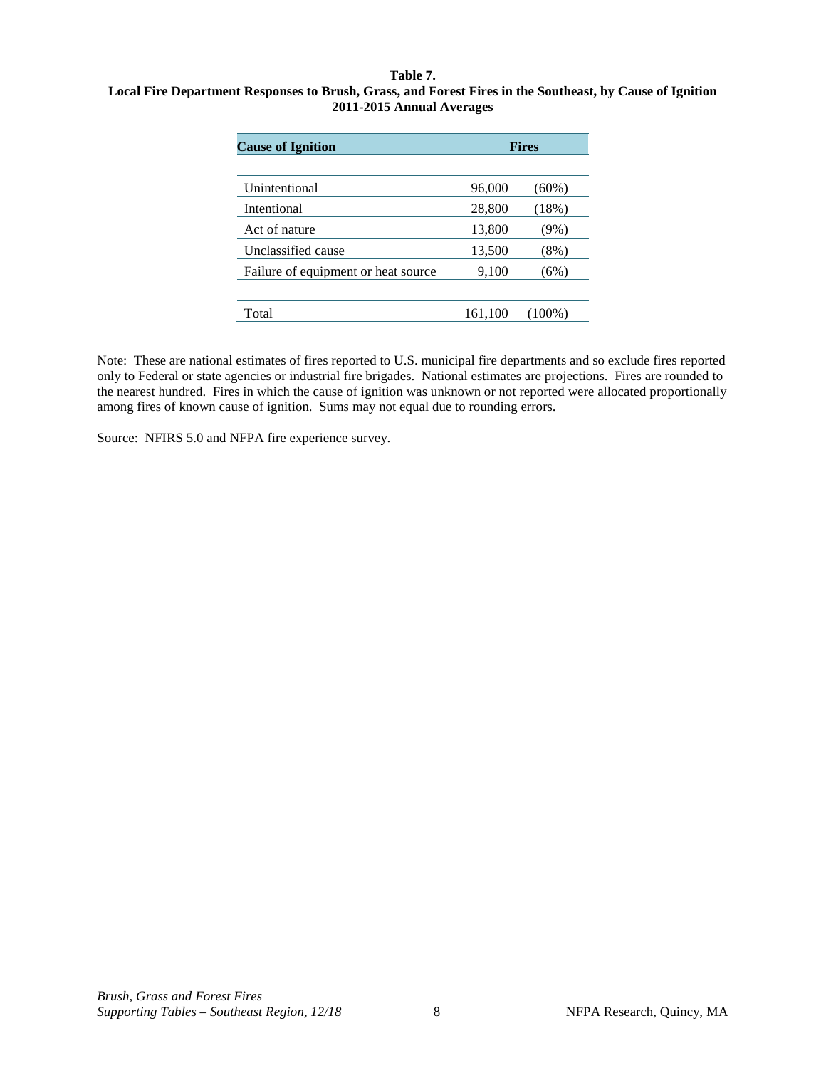**Table 7.**
**Local Fire Department Responses to Brush, Grass, and Forest Fires in the Southeast, by Cause of Ignition**
**2011-2015 Annual Averages**

| Cause of Ignition | Fires | |
|---|---|---|
| Unintentional | 96,000 | (60%) |
| Intentional | 28,800 | (18%) |
| Act of nature | 13,800 | (9%) |
| Unclassified cause | 13,500 | (8%) |
| Failure of equipment or heat source | 9,100 | (6%) |
| Total | 161,100 | (100%) |

Note: These are national estimates of fires reported to U.S. municipal fire departments and so exclude fires reported only to Federal or state agencies or industrial fire brigades. National estimates are projections. Fires are rounded to the nearest hundred. Fires in which the cause of ignition was unknown or not reported were allocated proportionally among fires of known cause of ignition. Sums may not equal due to rounding errors.

Source: NFIRS 5.0 and NFPA fire experience survey.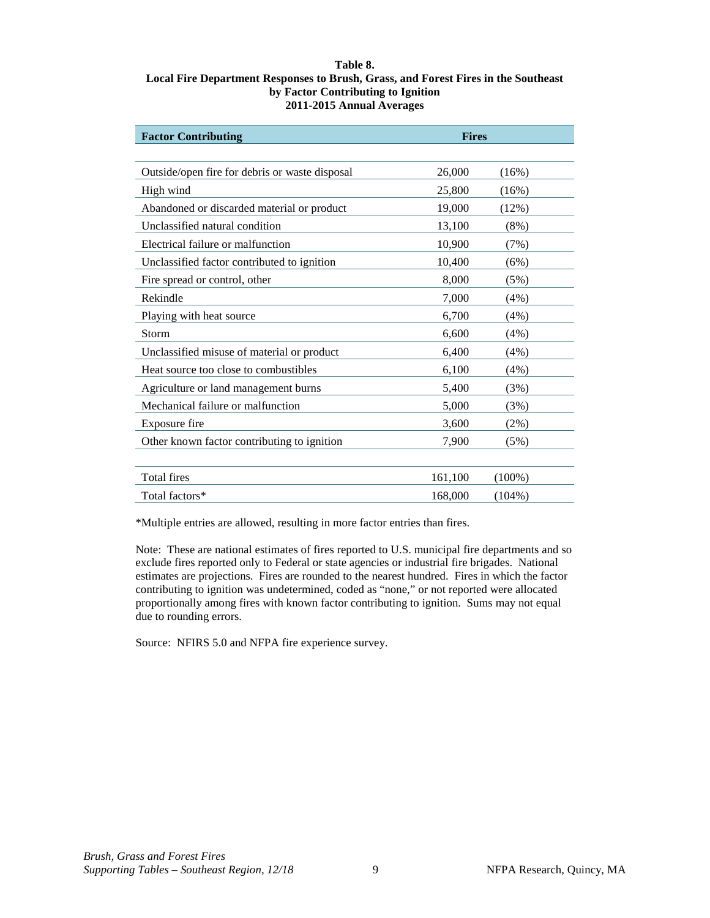**Table 8.**
**Local Fire Department Responses to Brush, Grass, and Forest Fires in the Southeast**
**by Factor Contributing to Ignition**
**2011-2015 Annual Averages**

| Factor Contributing | Fires | |
|---|---|---|
| Outside/open fire for debris or waste disposal | 26,000 | (16%) |
| High wind | 25,800 | (16%) |
| Abandoned or discarded material or product | 19,000 | (12%) |
| Unclassified natural condition | 13,100 | (8%) |
| Electrical failure or malfunction | 10,900 | (7%) |
| Unclassified factor contributed to ignition | 10,400 | (6%) |
| Fire spread or control, other | 8,000 | (5%) |
| Rekindle | 7,000 | (4%) |
| Playing with heat source | 6,700 | (4%) |
| Storm | 6,600 | (4%) |
| Unclassified misuse of material or product | 6,400 | (4%) |
| Heat source too close to combustibles | 6,100 | (4%) |
| Agriculture or land management burns | 5,400 | (3%) |
| Mechanical failure or malfunction | 5,000 | (3%) |
| Exposure fire | 3,600 | (2%) |
| Other known factor contributing to ignition | 7,900 | (5%) |
| Total fires | 161,100 | (100%) |
| Total factors* | 168,000 | (104%) |

*Multiple entries are allowed, resulting in more factor entries than fires.

Note: These are national estimates of fires reported to U.S. municipal fire departments and so exclude fires reported only to Federal or state agencies or industrial fire brigades. National estimates are projections. Fires are rounded to the nearest hundred. Fires in which the factor contributing to ignition was undetermined, coded as "none," or not reported were allocated proportionally among fires with known factor contributing to ignition. Sums may not equal due to rounding errors.

Source: NFIRS 5.0 and NFPA fire experience survey.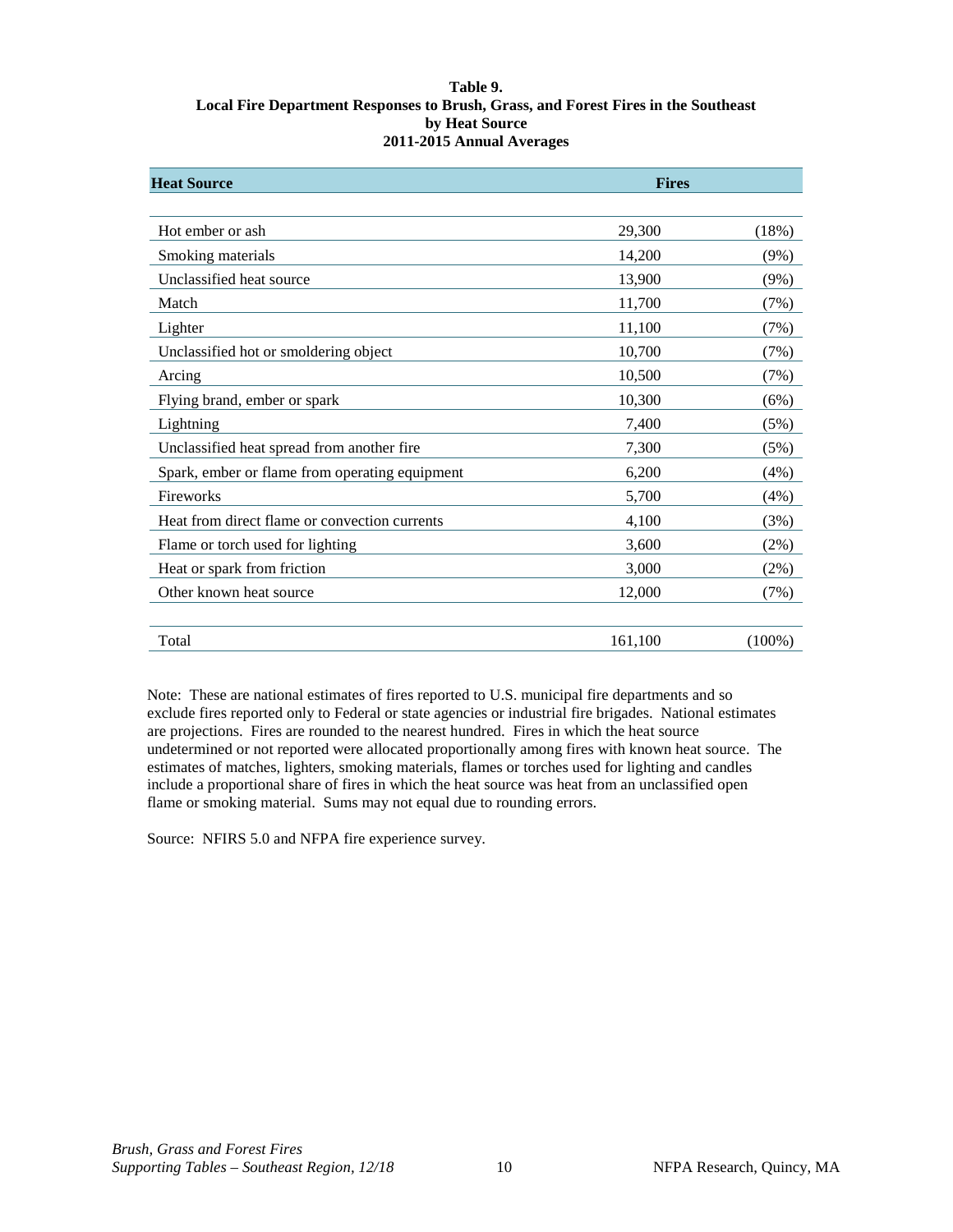**Table 9.**
**Local Fire Department Responses to Brush, Grass, and Forest Fires in the Southeast**
**by Heat Source**
**2011-2015 Annual Averages**

| Heat Source | Fires | |
|---|---|---|
| Hot ember or ash | 29,300 | (18%) |
| Smoking materials | 14,200 | (9%) |
| Unclassified heat source | 13,900 | (9%) |
| Match | 11,700 | (7%) |
| Lighter | 11,100 | (7%) |
| Unclassified hot or smoldering object | 10,700 | (7%) |
| Arcing | 10,500 | (7%) |
| Flying brand, ember or spark | 10,300 | (6%) |
| Lightning | 7,400 | (5%) |
| Unclassified heat spread from another fire | 7,300 | (5%) |
| Spark, ember or flame from operating equipment | 6,200 | (4%) |
| Fireworks | 5,700 | (4%) |
| Heat from direct flame or convection currents | 4,100 | (3%) |
| Flame or torch used for lighting | 3,600 | (2%) |
| Heat or spark from friction | 3,000 | (2%) |
| Other known heat source | 12,000 | (7%) |
| Total | 161,100 | (100%) |

Note: These are national estimates of fires reported to U.S. municipal fire departments and so exclude fires reported only to Federal or state agencies or industrial fire brigades. National estimates are projections. Fires are rounded to the nearest hundred. Fires in which the heat source undetermined or not reported were allocated proportionally among fires with known heat source. The estimates of matches, lighters, smoking materials, flames or torches used for lighting and candles include a proportional share of fires in which the heat source was heat from an unclassified open flame or smoking material. Sums may not equal due to rounding errors.

Source: NFIRS 5.0 and NFPA fire experience survey.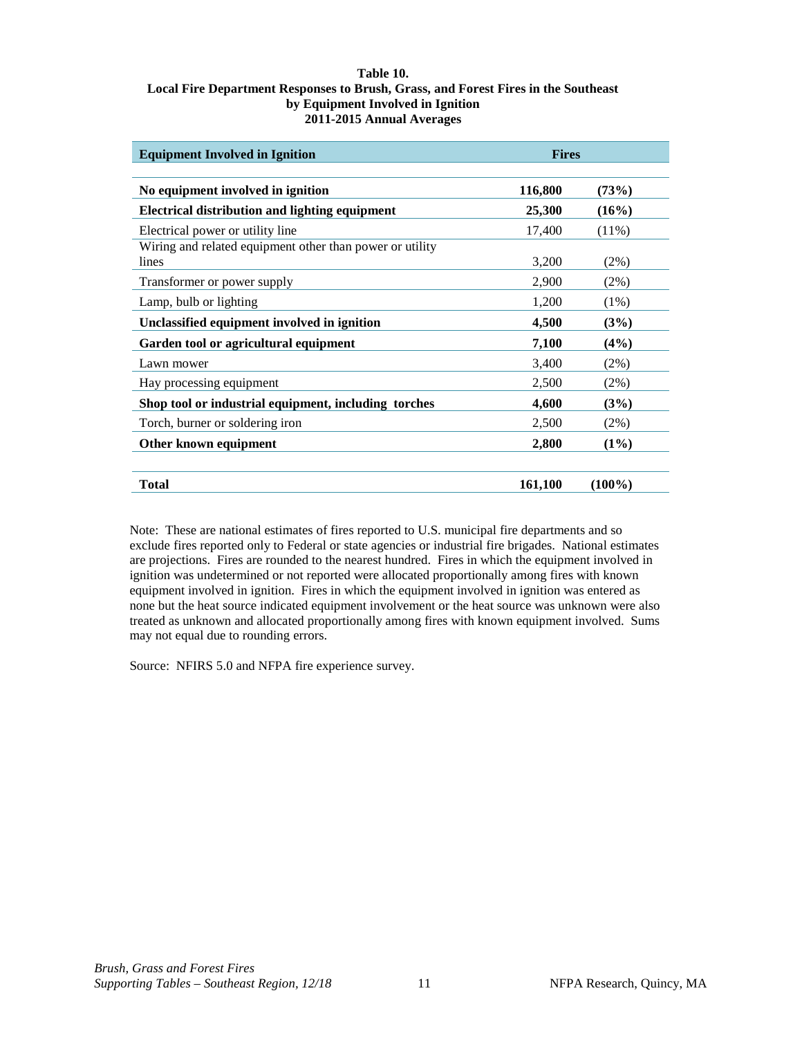**Table 10.**
**Local Fire Department Responses to Brush, Grass, and Forest Fires in the Southeast**
**by Equipment Involved in Ignition**
**2011-2015 Annual Averages**

| Equipment Involved in Ignition | Fires | |
|---|---|---|
| **No equipment involved in ignition** | **116,800** | **(73%)** |
| **Electrical distribution and lighting equipment** | **25,300** | **(16%)** |
| Electrical power or utility line | 17,400 | (11%) |
| Wiring and related equipment other than power or utility lines | 3,200 | (2%) |
| Transformer or power supply | 2,900 | (2%) |
| Lamp, bulb or lighting | 1,200 | (1%) |
| **Unclassified equipment involved in ignition** | **4,500** | **(3%)** |
| **Garden tool or agricultural equipment** | **7,100** | **(4%)** |
| Lawn mower | 3,400 | (2%) |
| Hay processing equipment | 2,500 | (2%) |
| **Shop tool or industrial equipment, including torches** | **4,600** | **(3%)** |
| Torch, burner or soldering iron | 2,500 | (2%) |
| **Other known equipment** | **2,800** | **(1%)** |
| **Total** | **161,100** | **(100%)** |

Note: These are national estimates of fires reported to U.S. municipal fire departments and so exclude fires reported only to Federal or state agencies or industrial fire brigades. National estimates are projections. Fires are rounded to the nearest hundred. Fires in which the equipment involved in ignition was undetermined or not reported were allocated proportionally among fires with known equipment involved in ignition. Fires in which the equipment involved in ignition was entered as none but the heat source indicated equipment involvement or the heat source was unknown were also treated as unknown and allocated proportionally among fires with known equipment involved. Sums may not equal due to rounding errors.

Source: NFIRS 5.0 and NFPA fire experience survey.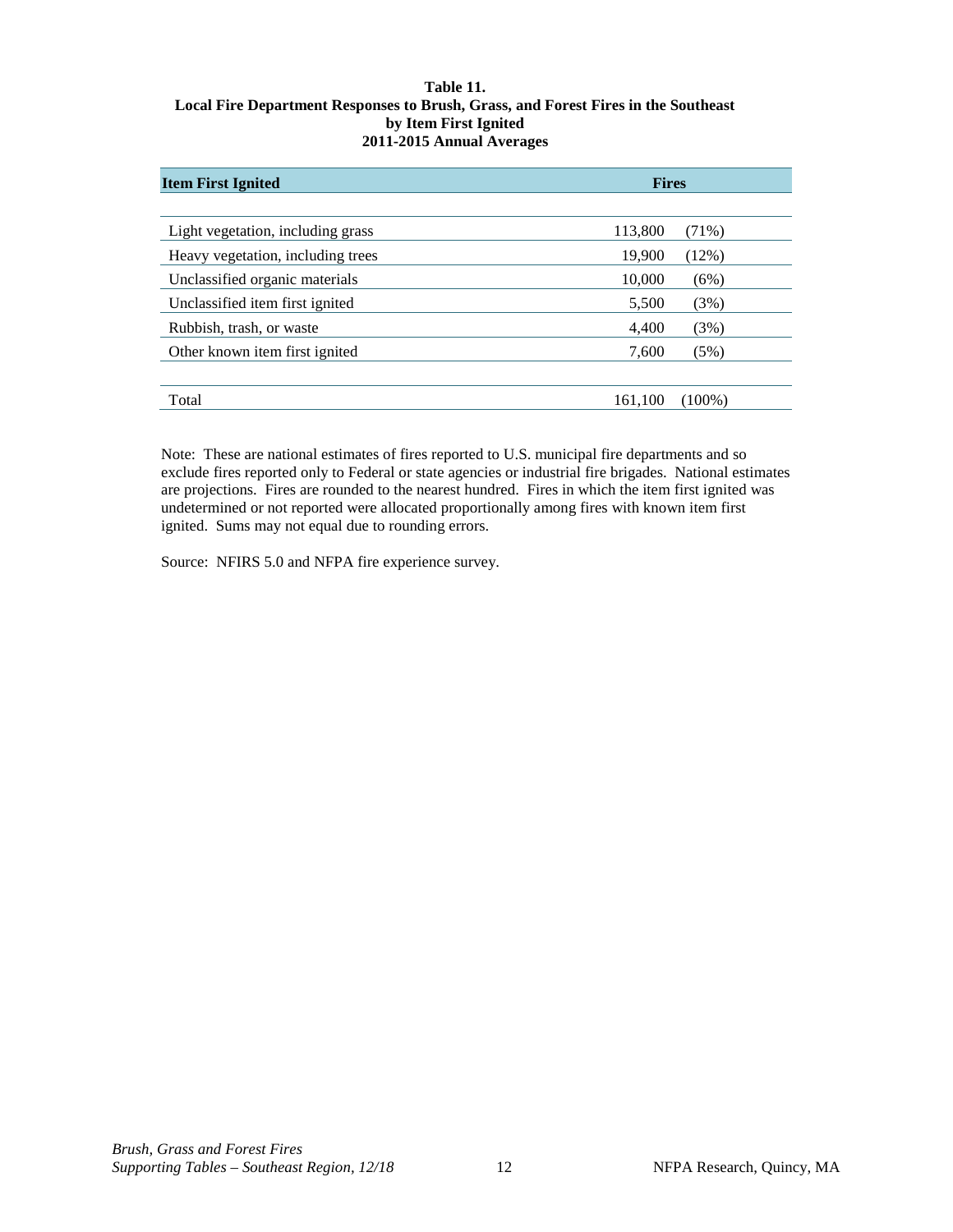**Table 11.**
**Local Fire Department Responses to Brush, Grass, and Forest Fires in the Southeast**
**by Item First Ignited**
**2011-2015 Annual Averages**

| Item First Ignited | Fires | |
|---|---|---|
| Light vegetation, including grass | 113,800 | (71%) |
| Heavy vegetation, including trees | 19,900 | (12%) |
| Unclassified organic materials | 10,000 | (6%) |
| Unclassified item first ignited | 5,500 | (3%) |
| Rubbish, trash, or waste | 4,400 | (3%) |
| Other known item first ignited | 7,600 | (5%) |
| Total | 161,100 | (100%) |

Note: These are national estimates of fires reported to U.S. municipal fire departments and so exclude fires reported only to Federal or state agencies or industrial fire brigades. National estimates are projections. Fires are rounded to the nearest hundred. Fires in which the item first ignited was undetermined or not reported were allocated proportionally among fires with known item first ignited. Sums may not equal due to rounding errors.

Source: NFIRS 5.0 and NFPA fire experience survey.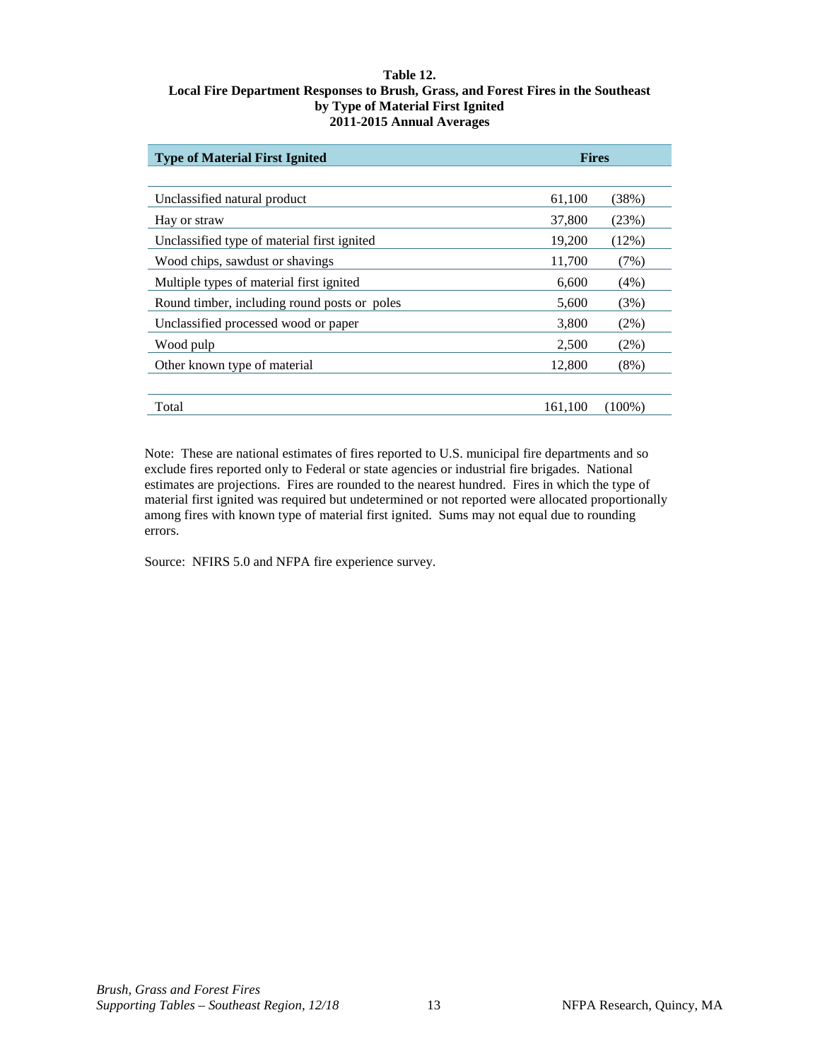**Table 12.**
**Local Fire Department Responses to Brush, Grass, and Forest Fires in the Southeast**
**by Type of Material First Ignited**
**2011-2015 Annual Averages**

| Type of Material First Ignited | Fires | |
|---|---|---|
| Unclassified natural product | 61,100 | (38%) |
| Hay or straw | 37,800 | (23%) |
| Unclassified type of material first ignited | 19,200 | (12%) |
| Wood chips, sawdust or shavings | 11,700 | (7%) |
| Multiple types of material first ignited | 6,600 | (4%) |
| Round timber, including round posts or poles | 5,600 | (3%) |
| Unclassified processed wood or paper | 3,800 | (2%) |
| Wood pulp | 2,500 | (2%) |
| Other known type of material | 12,800 | (8%) |
| Total | 161,100 | (100%) |

Note: These are national estimates of fires reported to U.S. municipal fire departments and so exclude fires reported only to Federal or state agencies or industrial fire brigades. National estimates are projections. Fires are rounded to the nearest hundred. Fires in which the type of material first ignited was required but undetermined or not reported were allocated proportionally among fires with known type of material first ignited. Sums may not equal due to rounding errors.

Source: NFIRS 5.0 and NFPA fire experience survey.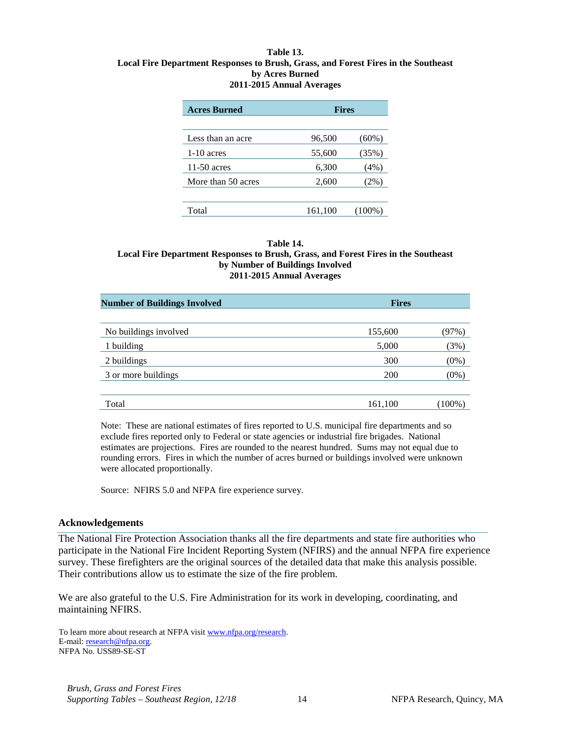**Table 13.**
**Local Fire Department Responses to Brush, Grass, and Forest Fires in the Southeast by Acres Burned**
**2011-2015 Annual Averages**

| Acres Burned | Fires | |
|---|---|---|
| Less than an acre | 96,500 | (60%) |
| 1-10 acres | 55,600 | (35%) |
| 11-50 acres | 6,300 | (4%) |
| More than 50 acres | 2,600 | (2%) |
| Total | 161,100 | (100%) |

**Table 14.**
**Local Fire Department Responses to Brush, Grass, and Forest Fires in the Southeast by Number of Buildings Involved**
**2011-2015 Annual Averages**

| Number of Buildings Involved | Fires | |
|---|---|---|
| No buildings involved | 155,600 | (97%) |
| 1 building | 5,000 | (3%) |
| 2 buildings | 300 | (0%) |
| 3 or more buildings | 200 | (0%) |
| Total | 161,100 | (100%) |

Note: These are national estimates of fires reported to U.S. municipal fire departments and so exclude fires reported only to Federal or state agencies or industrial fire brigades. National estimates are projections. Fires are rounded to the nearest hundred. Sums may not equal due to rounding errors. Fires in which the number of acres burned or buildings involved were unknown were allocated proportionally.

Source: NFIRS 5.0 and NFPA fire experience survey.

## Acknowledgements

The National Fire Protection Association thanks all the fire departments and state fire authorities who participate in the National Fire Incident Reporting System (NFIRS) and the annual NFPA fire experience survey. These firefighters are the original sources of the detailed data that make this analysis possible. Their contributions allow us to estimate the size of the fire problem.

We are also grateful to the U.S. Fire Administration for its work in developing, coordinating, and maintaining NFIRS.

To learn more about research at NFPA visit www.nfpa.org/research.
E-mail: research@nfpa.org.
NFPA No. USS89-SE-ST